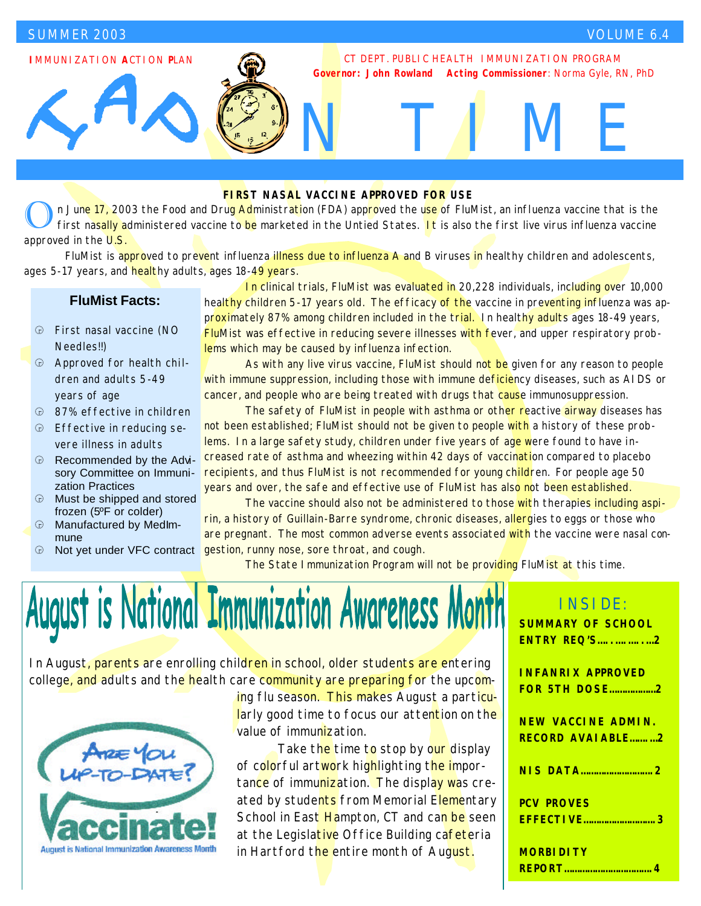SUMMER 2003 VOLUME 6.4

**I**MMUNIZATION **A**CTION **P**LAN

CT DEPT. PUBLIC HEALTH IMMUNIZATION PROGRAM
**Governor: John Rowland** **Acting Commissioner**: Norma Gyle, RN, PhD

# IAP ON TIME

## FIRST NASAL VACCINE APPROVED FOR USE

On June 17, 2003 the Food and Drug Administration (FDA) approved the use of FluMist, an influenza vaccine that is the first nasally administered vaccine to be marketed in the Untied States. It is also the first live virus influenza vaccine approved in the U.S.

FluMist is approved to prevent influenza illness due to influenza A and B viruses in healthy children and adolescents, ages 5-17 years, and healthy adults, ages 18-49 years.

In clinical trials, FluMist was evaluated in 20,228 individuals, including over 10,000 healthy children 5-17 years old. The efficacy of the vaccine in preventing influenza was approximately 87% among children included in the trial. In healthy adults ages 18-49 years, FluMist was effective in reducing severe illnesses with fever, and upper respiratory problems which may be caused by influenza infection.

As with any live virus vaccine, FluMist should not be given for any reason to people with immune suppression, including those with immune deficiency diseases, such as AIDS or cancer, and people who are being treated with drugs that cause immunosuppression.

The safety of FluMist in people with asthma or other reactive airway diseases has not been established; FluMist should not be given to people with a history of these problems. In a large safety study, children under five years of age were found to have increased rate of asthma and wheezing within 42 days of vaccination compared to placebo recipients, and thus FluMist is not recommended for young children. For people age 50 years and over, the safe and effective use of FluMist has also not been established.

The vaccine should also not be administered to those with therapies including aspirin, a history of Guillain-Barre syndrome, chronic diseases, allergies to eggs or those who are pregnant. The most common adverse events associated with the vaccine were nasal congestion, runny nose, sore throat, and cough.

The State Immunization Program will not be providing FluMist at this time.

### FluMist Facts:

- First nasal vaccine (NO Needles!!)
- Approved for health children and adults 5-49 years of age
- 87% effective in children
- Effective in reducing severe illness in adults
- Recommended by the Advisory Committee on Immunization Practices
- Must be shipped and stored frozen (5ºF or colder)
- Manufactured by MedImmune
- Not yet under VFC contract

## August is National Immunization Awareness Month

In August, parents are enrolling children in school, older students are entering college, and adults and the health care community are preparing for the upcoming flu season. This makes August a particularly good time to focus our attention on the value of immunization.

Take the time to stop by our display of colorful artwork highlighting the importance of immunization. The display was created by students from Memorial Elementary School in East Hampton, CT and can be seen at the Legislative Office Building cafeteria in Hartford the entire month of August.

ARE YOU UP-TO-DATE? Vaccinate!
August is National Immunization Awareness Month

### INSIDE:

- SUMMARY OF SCHOOL ENTRY REQ'S……………2
- INFANRIX APPROVED FOR 5TH DOSE……………2
- NEW VACCINE ADMIN. RECORD AVAIABLE………2
- NIS DATA……………2
- PCV PROVES EFFECTIVE……………3
- MORBIDITY REPORT……………4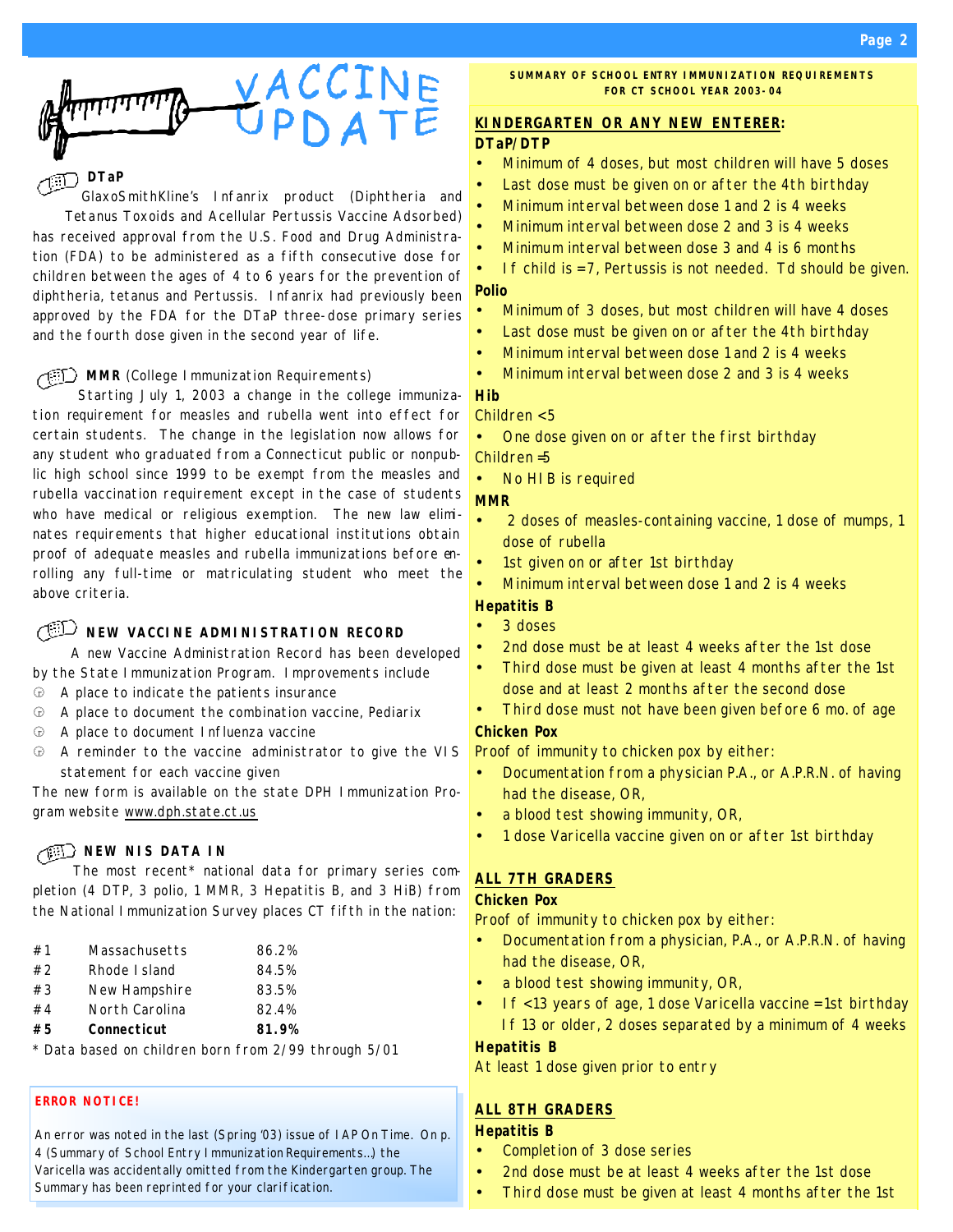# VACCINE UPDATE

### DTaP

GlaxoSmithKline's Infanrix product (Diphtheria and Tetanus Toxoids and Acellular Pertussis Vaccine Adsorbed) has received approval from the U.S. Food and Drug Administration (FDA) to be administered as a fifth consecutive dose for children between the ages of 4 to 6 years for the prevention of diphtheria, tetanus and Pertussis. Infanrix had previously been approved by the FDA for the DTaP three-dose primary series and the fourth dose given in the second year of life.

### MMR (College Immunization Requirements)

Starting July 1, 2003 a change in the college immunization requirement for measles and rubella went into effect for certain students. The change in the legislation now allows for any student who graduated from a Connecticut public or nonpublic high school since 1999 to be exempt from the measles and rubella vaccination requirement except in the case of students who have medical or religious exemption. The new law eliminates requirements that higher educational institutions obtain proof of adequate measles and rubella immunizations before enrolling any full-time or matriculating student who meet the above criteria.

### NEW VACCINE ADMINISTRATION RECORD

A new Vaccine Administration Record has been developed by the State Immunization Program. Improvements include

- A place to indicate the patients insurance
- A place to document the combination vaccine, Pediarix
- A place to document Influenza vaccine
- A reminder to the vaccine administrator to give the VIS statement for each vaccine given

The new form is available on the state DPH Immunization Program website www.dph.state.ct.us

### NEW NIS DATA IN

The most recent* national data for primary series completion (4 DTP, 3 polio, 1 MMR, 3 Hepatitis B, and 3 HiB) from the National Immunization Survey places CT fifth in the nation:

| | | |
|---|---|---|
| #1 | Massachusetts | 86.2% |
| #2 | Rhode Island | 84.5% |
| #3 | New Hampshire | 83.5% |
| #4 | North Carolina | 82.4% |
| **#5** | **Connecticut** | **81.9%** |

* Data based on children born from 2/99 through 5/01

**ERROR NOTICE!**

An error was noted in the last (Spring '03) issue of IAP On Time. On p. 4 (Summary of School Entry Immunization Requirements…) the Varicella was accidentally omitted from the Kindergarten group. The Summary has been reprinted for your clarification.

## SUMMARY OF SCHOOL ENTRY IMMUNIZATION REQUIREMENTS FOR CT SCHOOL YEAR 2003-04

### KINDERGARTEN OR ANY NEW ENTERER:

**DTaP/DTP**

- Minimum of 4 doses, but most children will have 5 doses
- Last dose must be given on or after the 4th birthday
- Minimum interval between dose 1 and 2 is 4 weeks
- Minimum interval between dose 2 and 3 is 4 weeks
- Minimum interval between dose 3 and 4 is 6 months
- If child is =7, Pertussis is not needed. Td should be given.

**Polio**

- Minimum of 3 doses, but most children will have 4 doses
- Last dose must be given on or after the 4th birthday
- Minimum interval between dose 1 and 2 is 4 weeks
- Minimum interval between dose 2 and 3 is 4 weeks

**Hib**

Children <5

- One dose given on or after the first birthday

Children =5

- No HIB is required

**MMR**

- 2 doses of measles-containing vaccine, 1 dose of mumps, 1 dose of rubella
- 1st given on or after 1st birthday
- Minimum interval between dose 1 and 2 is 4 weeks

**Hepatitis B**

- 3 doses
- 2nd dose must be at least 4 weeks after the 1st dose
- Third dose must be given at least 4 months after the 1st dose and at least 2 months after the second dose
- Third dose must not have been given before 6 mo. of age

**Chicken Pox**

Proof of immunity to chicken pox by either:

- Documentation from a physician P.A., or A.P.R.N. of having had the disease, OR,
- a blood test showing immunity, OR,
- 1 dose Varicella vaccine given on or after 1st birthday

### ALL 7TH GRADERS

**Chicken Pox**

Proof of immunity to chicken pox by either:

- Documentation from a physician, P.A., or A.P.R.N. of having had the disease, OR,
- a blood test showing immunity, OR,
- If <13 years of age, 1 dose Varicella vaccine =1st birthday  
  If 13 or older, 2 doses separated by a minimum of 4 weeks

**Hepatitis B**

At least 1 dose given prior to entry

### ALL 8TH GRADERS

**Hepatitis B**

- Completion of 3 dose series
- 2nd dose must be at least 4 weeks after the 1st dose
- Third dose must be given at least 4 months after the 1st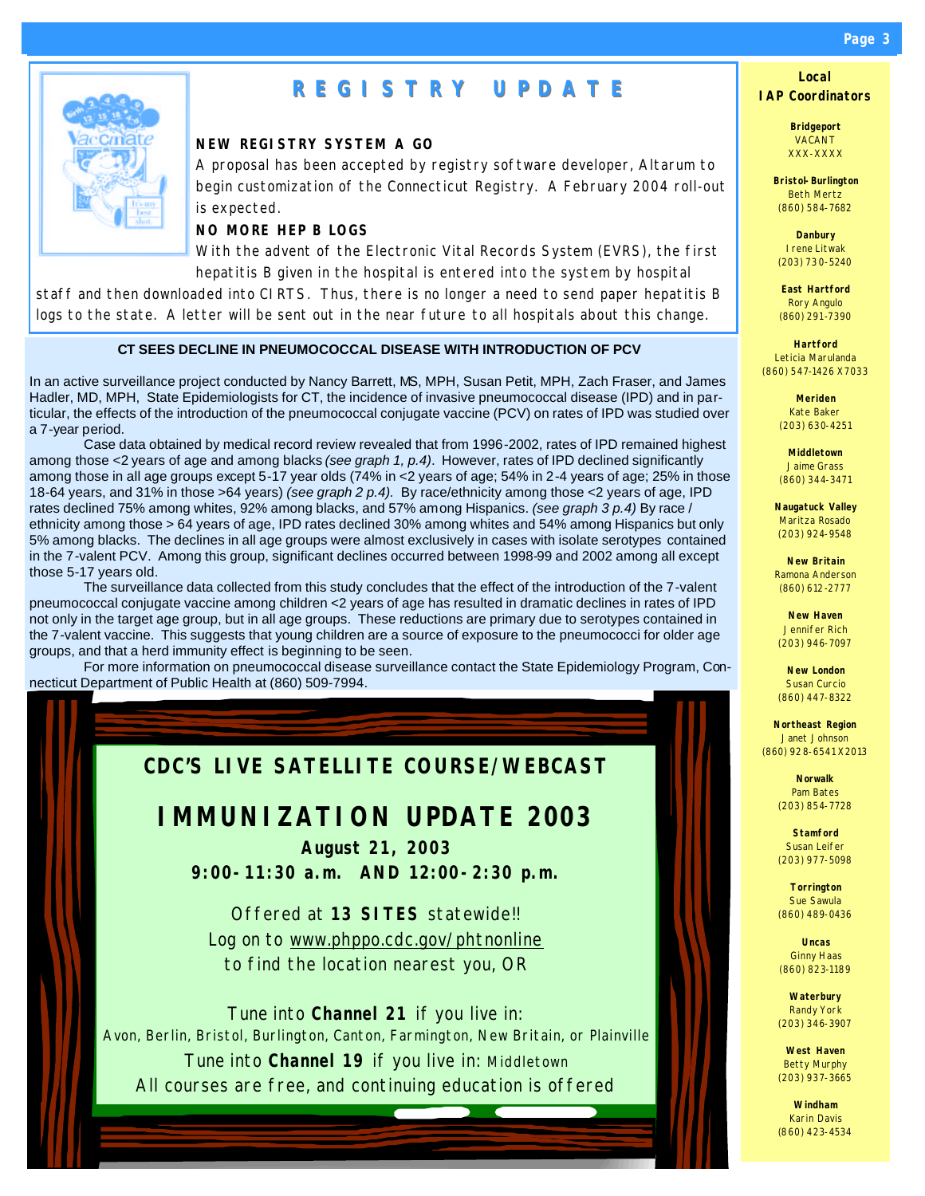## REGISTRY UPDATE

**NEW REGISTRY SYSTEM A GO**

A proposal has been accepted by registry software developer, Altarum to begin customization of the Connecticut Registry. A February 2004 roll-out is expected.

**NO MORE HEP B LOGS**

With the advent of the Electronic Vital Records System (EVRS), the first hepatitis B given in the hospital is entered into the system by hospital staff and then downloaded into CIRTS. Thus, there is no longer a need to send paper hepatitis B logs to the state. A letter will be sent out in the near future to all hospitals about this change.

### CT SEES DECLINE IN PNEUMOCOCCAL DISEASE WITH INTRODUCTION OF PCV

In an active surveillance project conducted by Nancy Barrett, MS, MPH, Susan Petit, MPH, Zach Fraser, and James Hadler, MD, MPH, State Epidemiologists for CT, the incidence of invasive pneumococcal disease (IPD) and in particular, the effects of the introduction of the pneumococcal conjugate vaccine (PCV) on rates of IPD was studied over a 7-year period.

Case data obtained by medical record review revealed that from 1996-2002, rates of IPD remained highest among those <2 years of age and among blacks *(see graph 1, p.4)*. However, rates of IPD declined significantly among those in all age groups except 5-17 year olds (74% in <2 years of age; 54% in 2-4 years of age; 25% in those 18-64 years, and 31% in those >64 years) *(see graph 2 p.4).* By race/ethnicity among those <2 years of age, IPD rates declined 75% among whites, 92% among blacks, and 57% among Hispanics. *(see graph 3 p.4)* By race / ethnicity among those > 64 years of age, IPD rates declined 30% among whites and 54% among Hispanics but only 5% among blacks. The declines in all age groups were almost exclusively in cases with isolate serotypes contained in the 7-valent PCV. Among this group, significant declines occurred between 1998-99 and 2002 among all except those 5-17 years old.

The surveillance data collected from this study concludes that the effect of the introduction of the 7-valent pneumococcal conjugate vaccine among children <2 years of age has resulted in dramatic declines in rates of IPD not only in the target age group, but in all age groups. These reductions are primary due to serotypes contained in the 7-valent vaccine. This suggests that young children are a source of exposure to the pneumococci for older age groups, and that a herd immunity effect is beginning to be seen.

For more information on pneumococcal disease surveillance contact the State Epidemiology Program, Connecticut Department of Public Health at (860) 509-7994.

---

**CDC'S LIVE SATELLITE COURSE/WEBCAST**

## IMMUNIZATION UPDATE 2003

**August 21, 2003**

**9:00-11:30 a.m. AND 12:00-2:30 p.m.**

Offered at **13 SITES** statewide!!
Log on to www.phppo.cdc.gov/phtnonline
to find the location nearest you, OR

Tune into **Channel 21** if you live in:
Avon, Berlin, Bristol, Burlington, Canton, Farmington, New Britain, or Plainville

Tune into **Channel 19** if you live in: Middletown

All courses are free, and continuing education is offered

---

### Local IAP Coordinators

**Bridgeport**
VACANT
XXX-XXXX

**Bristol-Burlington**
Beth Mertz
(860) 584-7682

**Danbury**
Irene Litwak
(203) 730-5240

**East Hartford**
Rory Angulo
(860) 291-7390

**Hartford**
Leticia Marulanda
(860) 547-1426 X7033

**Meriden**
Kate Baker
(203) 630-4251

**Middletown**
Jaime Grass
(860) 344-3471

**Naugatuck Valley**
Maritza Rosado
(203) 924-9548

**New Britain**
Ramona Anderson
(860) 612-2777

**New Haven**
Jennifer Rich
(203) 946-7097

**New London**
Susan Curcio
(860) 447-8322

**Northeast Region**
Janet Johnson
(860) 928-6541X2013

**Norwalk**
Pam Bates
(203) 854-7728

**Stamford**
Susan Leifer
(203) 977-5098

**Torrington**
Sue Sawula
(860) 489-0436

**Uncas**
Ginny Haas
(860) 823-1189

**Waterbury**
Randy York
(203) 346-3907

**West Haven**
Betty Murphy
(203) 937-3665

**Windham**
Karin Davis
(860) 423-4534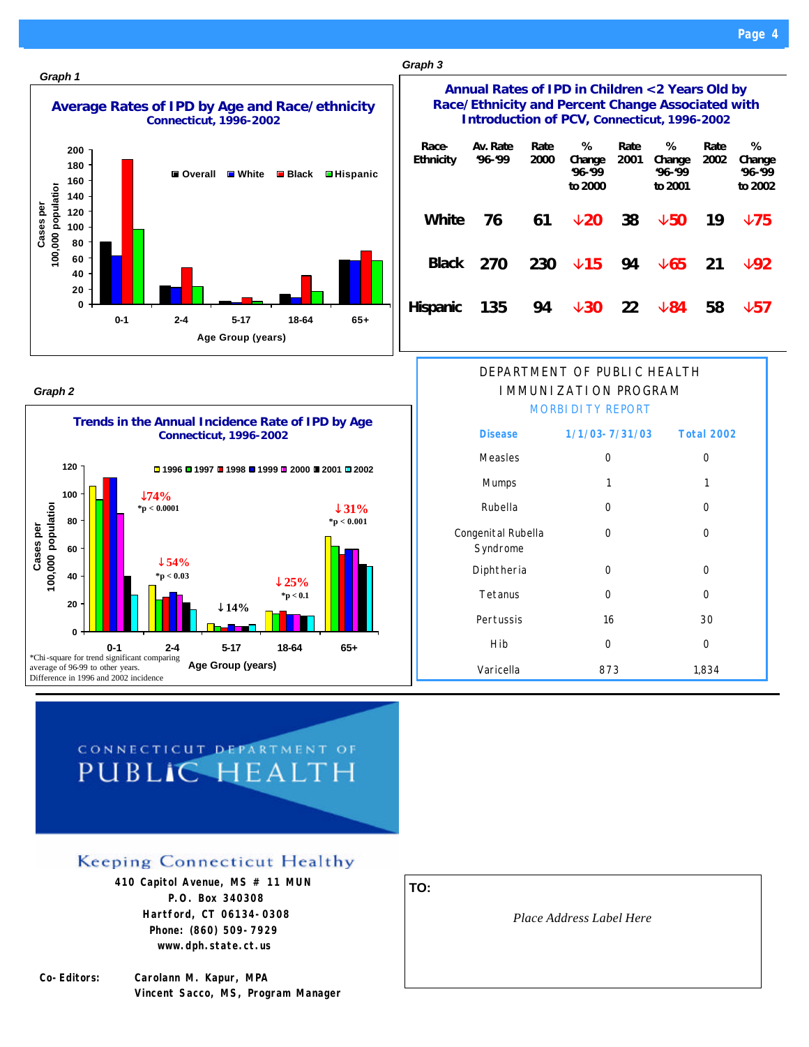*Graph 1*

**Average Rates of IPD by Age and Race/ethnicity**
**Connecticut, 1996-2002**

Cases per 100,000 population

200
180
160
140
120
100
80
60
40
20
0

Overall  White  Black  Hispanic

0-1  2-4  5-17  18-64  65+

Age Group (years)

*Graph 3*

**Annual Rates of IPD in Children <2 Years Old by Race/Ethnicity and Percent Change Associated with Introduction of PCV, Connecticut, 1996-2002**

| Race-Ethnicity | Av. Rate '96-'99 | Rate 2000 | % Change '96-'99 to 2000 | Rate 2001 | % Change '96-'99 to 2001 | Rate 2002 | % Change '96-'99 to 2002 |
|---|---|---|---|---|---|---|---|
| White | 76 | 61 | ↓20 | 38 | ↓50 | 19 | ↓75 |
| Black | 270 | 230 | ↓15 | 94 | ↓65 | 21 | ↓92 |
| Hispanic | 135 | 94 | ↓30 | 22 | ↓84 | 58 | ↓57 |

*Graph 2*

**Trends in the Annual Incidence Rate of IPD by Age**
**Connecticut, 1996-2002**

Cases per 100,000 population

120
100
80
60
40
20
0

1996  1997  1998  1999  2000  2001  2002

↓74%
*p < 0.0001

↓54%
*p < 0.03

↓14%

↓25%
*p < 0.1

↓31%
*p < 0.001

0-1  2-4  5-17  18-64  65+

Age Group (years)

*Chi-square for trend significant comparing average of 96-99 to other years.
Difference in 1996 and 2002 incidence

## DEPARTMENT OF PUBLIC HEALTH IMMUNIZATION PROGRAM

### MORBIDITY REPORT

| Disease | 1/1/03-7/31/03 | Total 2002 |
|---|---|---|
| Measles | 0 | 0 |
| Mumps | 1 | 1 |
| Rubella | 0 | 0 |
| Congenital Rubella Syndrome | 0 | 0 |
| Diphtheria | 0 | 0 |
| Tetanus | 0 | 0 |
| Pertussis | 16 | 30 |
| Hib | 0 | 0 |
| Varicella | 873 | 1,834 |

CONNECTICUT DEPARTMENT OF
PUBLIC HEALTH

Keeping Connecticut Healthy

**410 Capitol Avenue, MS # 11 MUN**
**P.O. Box 340308**
**Hartford, CT 06134-0308**
**Phone: (860) 509-7929**
**www.dph.state.ct.us**

**Co-Editors:** **Carolann M. Kapur, MPA**
**Vincent Sacco, MS, Program Manager**

**TO:**

*Place Address Label Here*